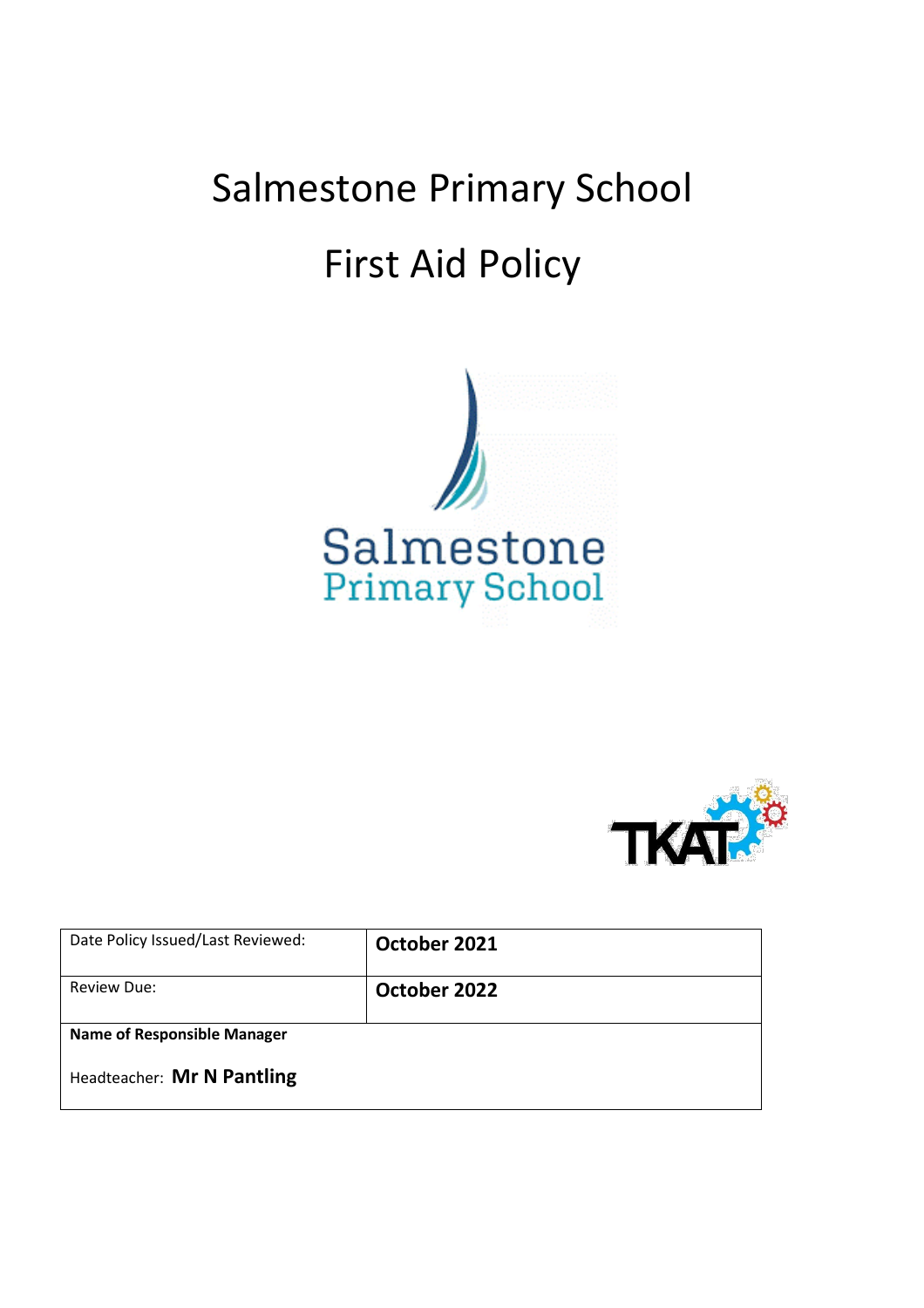# Salmestone Primary School

# First Aid Policy

| Date Policy Issued/Last Reviewed: | **October 2021** |
| --- | --- |
| Review Due: | **October 2022** |
| **Name of Responsible Manager** <br> Headteacher: **Mr N Pantling** | |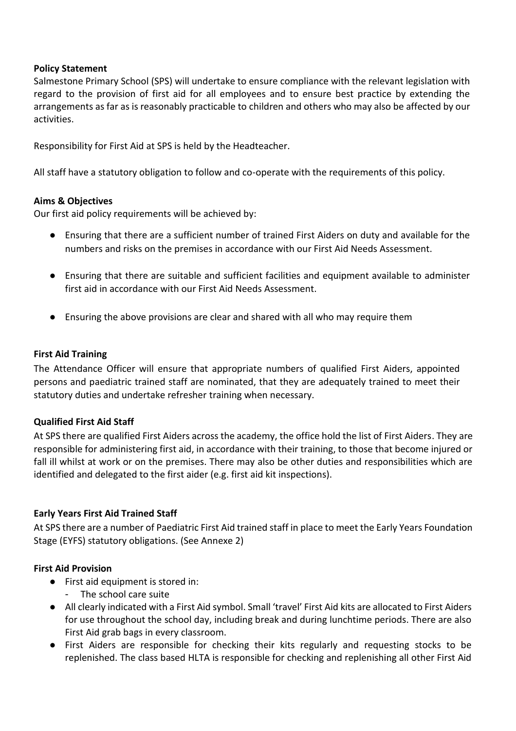**Policy Statement**

Salmestone Primary School (SPS) will undertake to ensure compliance with the relevant legislation with regard to the provision of first aid for all employees and to ensure best practice by extending the arrangements as far as is reasonably practicable to children and others who may also be affected by our activities.

Responsibility for First Aid at SPS is held by the Headteacher.

All staff have a statutory obligation to follow and co-operate with the requirements of this policy.

**Aims & Objectives**

Our first aid policy requirements will be achieved by:

- Ensuring that there are a sufficient number of trained First Aiders on duty and available for the numbers and risks on the premises in accordance with our First Aid Needs Assessment.
- Ensuring that there are suitable and sufficient facilities and equipment available to administer first aid in accordance with our First Aid Needs Assessment.
- Ensuring the above provisions are clear and shared with all who may require them

**First Aid Training**

The Attendance Officer will ensure that appropriate numbers of qualified First Aiders, appointed persons and paediatric trained staff are nominated, that they are adequately trained to meet their statutory duties and undertake refresher training when necessary.

**Qualified First Aid Staff**

At SPS there are qualified First Aiders across the academy, the office hold the list of First Aiders. They are responsible for administering first aid, in accordance with their training, to those that become injured or fall ill whilst at work or on the premises. There may also be other duties and responsibilities which are identified and delegated to the first aider (e.g. first aid kit inspections).

**Early Years First Aid Trained Staff**

At SPS there are a number of Paediatric First Aid trained staff in place to meet the Early Years Foundation Stage (EYFS) statutory obligations. (See Annexe 2)

**First Aid Provision**

- First aid equipment is stored in:
  - The school care suite
- All clearly indicated with a First Aid symbol. Small 'travel' First Aid kits are allocated to First Aiders for use throughout the school day, including break and during lunchtime periods. There are also First Aid grab bags in every classroom.
- First Aiders are responsible for checking their kits regularly and requesting stocks to be replenished. The class based HLTA is responsible for checking and replenishing all other First Aid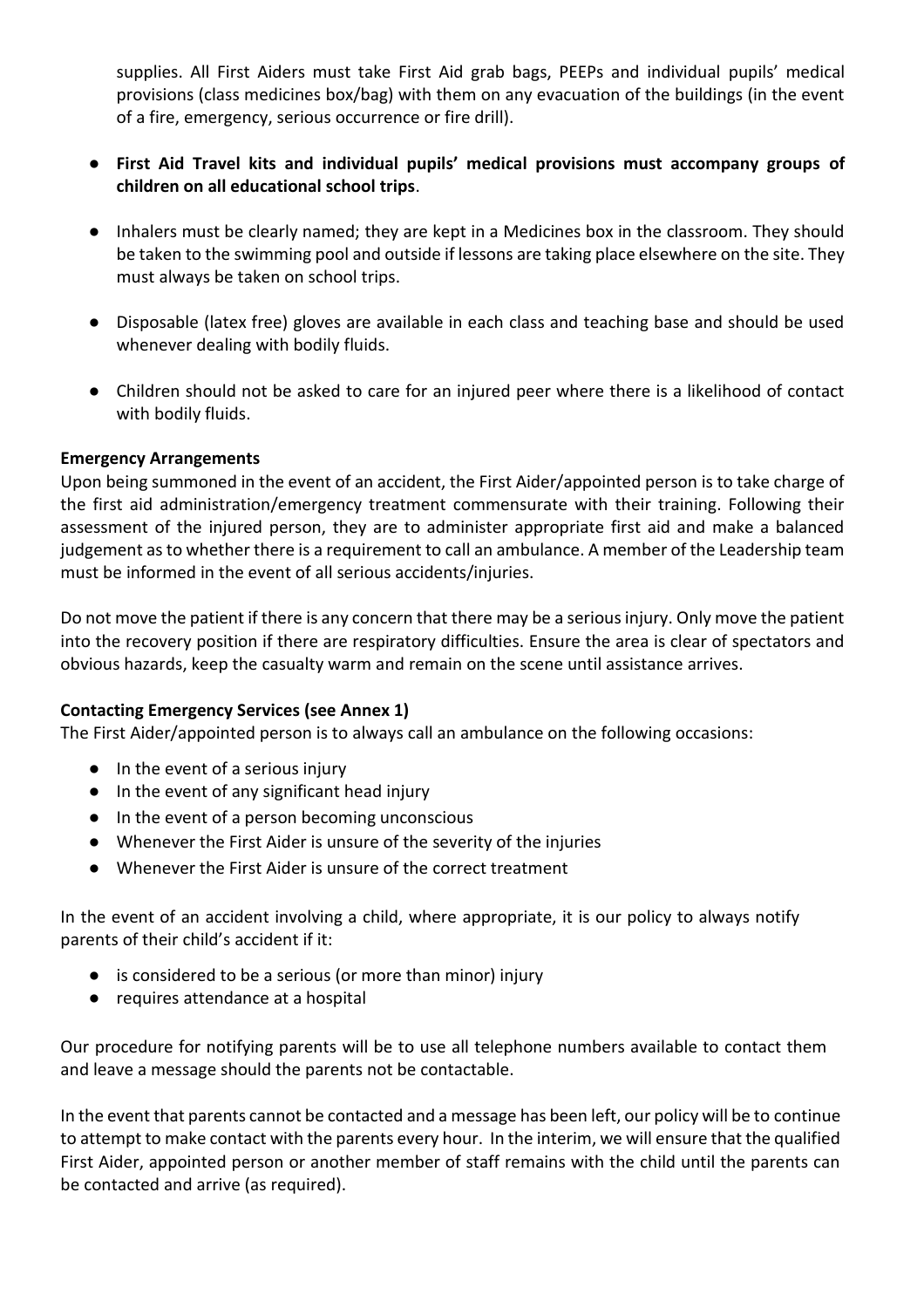supplies. All First Aiders must take First Aid grab bags, PEEPs and individual pupils' medical provisions (class medicines box/bag) with them on any evacuation of the buildings (in the event of a fire, emergency, serious occurrence or fire drill).

- **First Aid Travel kits and individual pupils' medical provisions must accompany groups of children on all educational school trips**.
- Inhalers must be clearly named; they are kept in a Medicines box in the classroom. They should be taken to the swimming pool and outside if lessons are taking place elsewhere on the site. They must always be taken on school trips.
- Disposable (latex free) gloves are available in each class and teaching base and should be used whenever dealing with bodily fluids.
- Children should not be asked to care for an injured peer where there is a likelihood of contact with bodily fluids.

**Emergency Arrangements**

Upon being summoned in the event of an accident, the First Aider/appointed person is to take charge of the first aid administration/emergency treatment commensurate with their training. Following their assessment of the injured person, they are to administer appropriate first aid and make a balanced judgement as to whether there is a requirement to call an ambulance. A member of the Leadership team must be informed in the event of all serious accidents/injuries.

Do not move the patient if there is any concern that there may be a serious injury. Only move the patient into the recovery position if there are respiratory difficulties. Ensure the area is clear of spectators and obvious hazards, keep the casualty warm and remain on the scene until assistance arrives.

**Contacting Emergency Services (see Annex 1)**

The First Aider/appointed person is to always call an ambulance on the following occasions:

- In the event of a serious injury
- In the event of any significant head injury
- In the event of a person becoming unconscious
- Whenever the First Aider is unsure of the severity of the injuries
- Whenever the First Aider is unsure of the correct treatment

In the event of an accident involving a child, where appropriate, it is our policy to always notify parents of their child's accident if it:

- is considered to be a serious (or more than minor) injury
- requires attendance at a hospital

Our procedure for notifying parents will be to use all telephone numbers available to contact them and leave a message should the parents not be contactable.

In the event that parents cannot be contacted and a message has been left, our policy will be to continue to attempt to make contact with the parents every hour. In the interim, we will ensure that the qualified First Aider, appointed person or another member of staff remains with the child until the parents can be contacted and arrive (as required).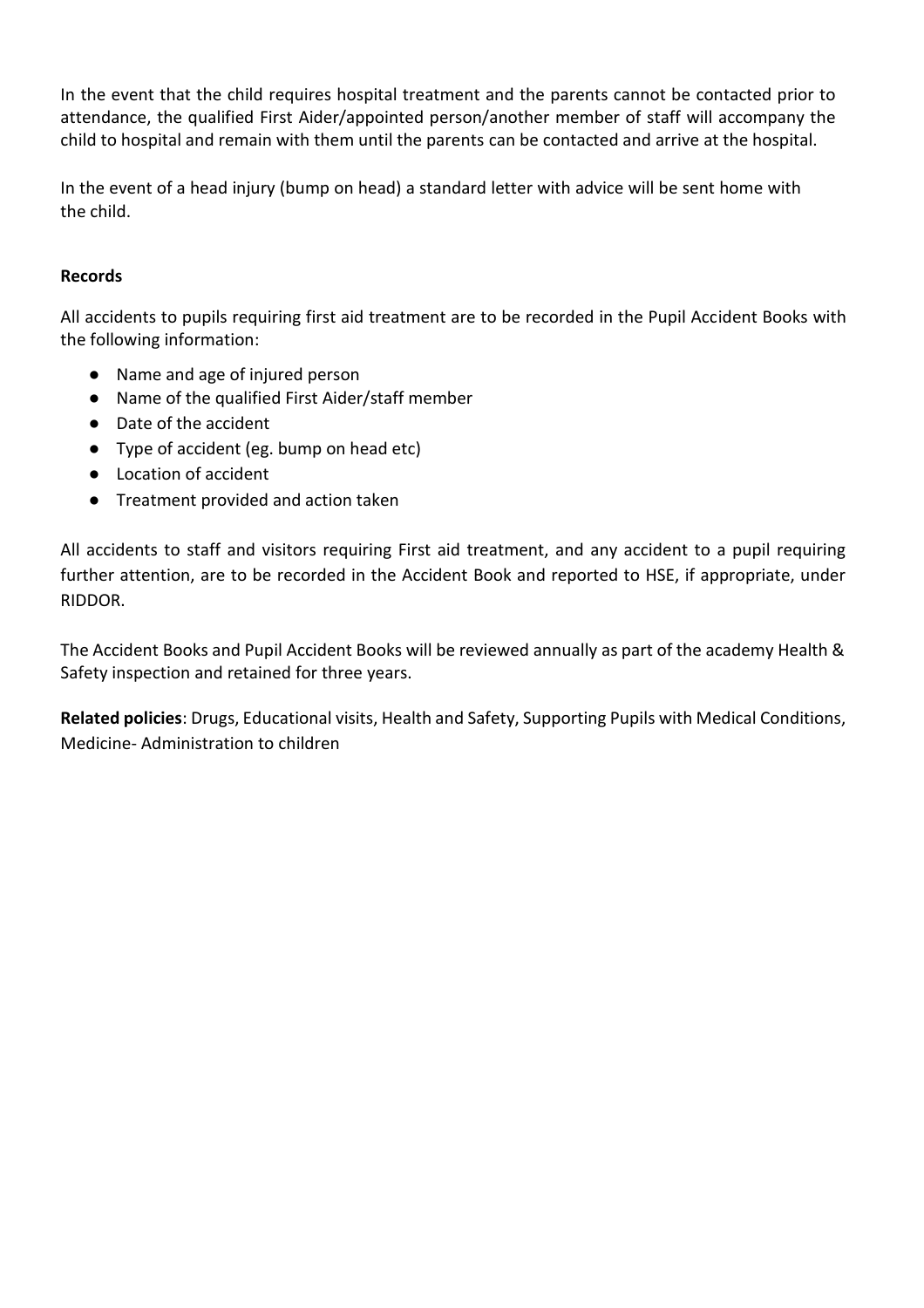In the event that the child requires hospital treatment and the parents cannot be contacted prior to attendance, the qualified First Aider/appointed person/another member of staff will accompany the child to hospital and remain with them until the parents can be contacted and arrive at the hospital.

In the event of a head injury (bump on head) a standard letter with advice will be sent home with the child.

**Records**

All accidents to pupils requiring first aid treatment are to be recorded in the Pupil Accident Books with the following information:

- Name and age of injured person
- Name of the qualified First Aider/staff member
- Date of the accident
- Type of accident (eg. bump on head etc)
- Location of accident
- Treatment provided and action taken

All accidents to staff and visitors requiring First aid treatment, and any accident to a pupil requiring further attention, are to be recorded in the Accident Book and reported to HSE, if appropriate, under RIDDOR.

The Accident Books and Pupil Accident Books will be reviewed annually as part of the academy Health & Safety inspection and retained for three years.

**Related policies**: Drugs, Educational visits, Health and Safety, Supporting Pupils with Medical Conditions, Medicine- Administration to children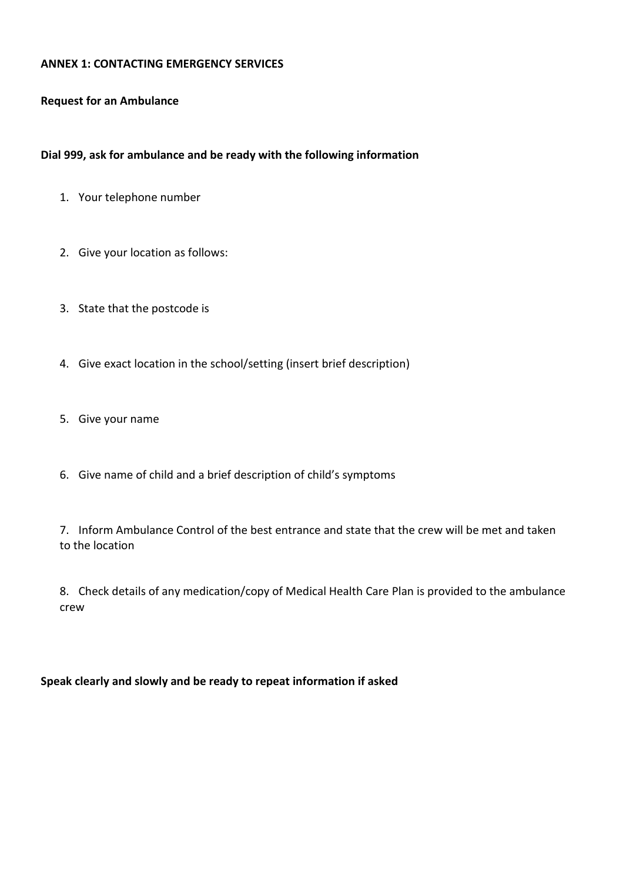**ANNEX 1: CONTACTING EMERGENCY SERVICES**

**Request for an Ambulance**

**Dial 999, ask for ambulance and be ready with the following information**

1. Your telephone number
2. Give your location as follows:
3. State that the postcode is
4. Give exact location in the school/setting (insert brief description)
5. Give your name
6. Give name of child and a brief description of child's symptoms
7. Inform Ambulance Control of the best entrance and state that the crew will be met and taken to the location
8. Check details of any medication/copy of Medical Health Care Plan is provided to the ambulance crew

**Speak clearly and slowly and be ready to repeat information if asked**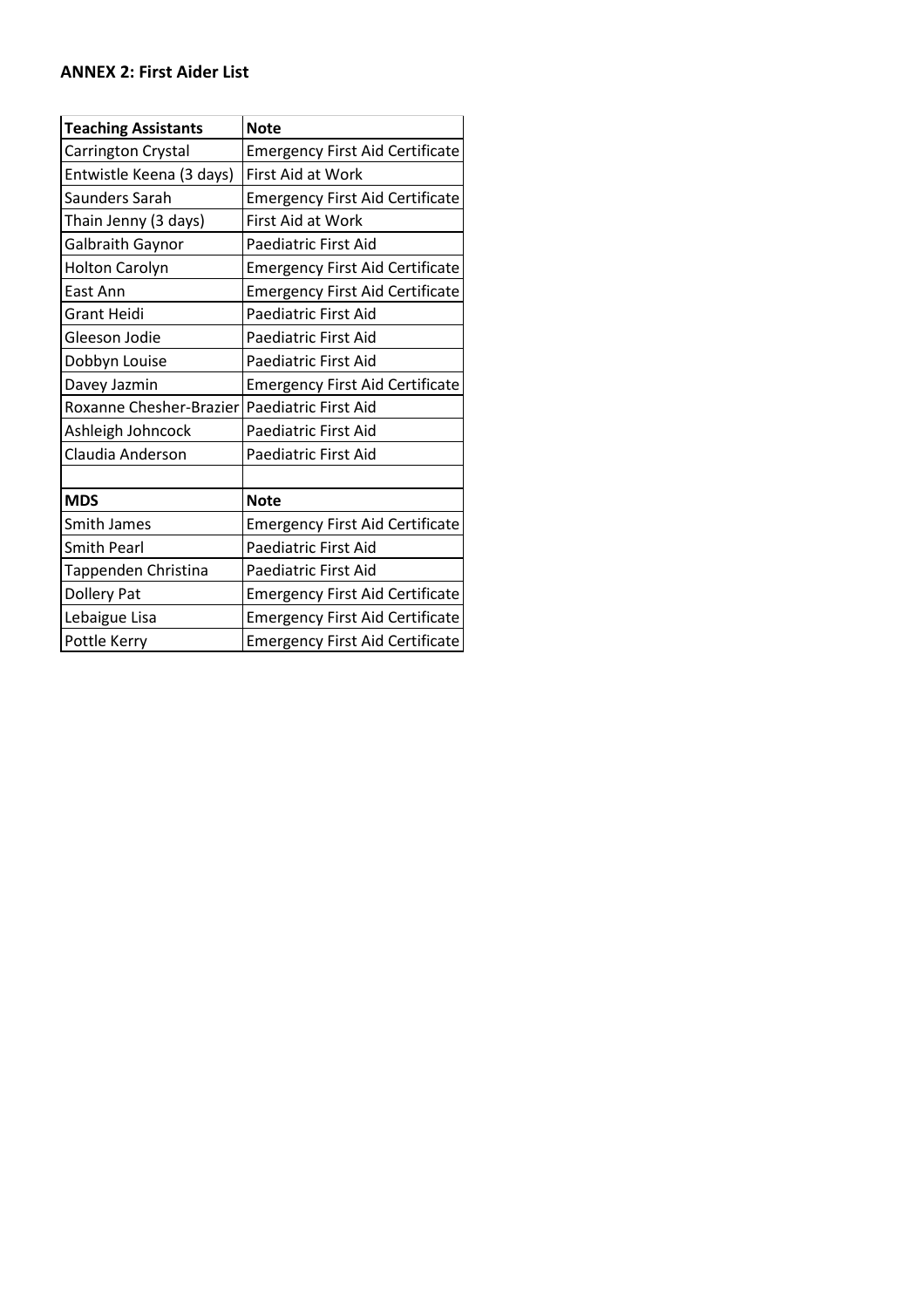**ANNEX 2: First Aider List**

| Teaching Assistants | Note |
|---|---|
| Carrington Crystal | Emergency First Aid Certificate |
| Entwistle Keena (3 days) | First Aid at Work |
| Saunders Sarah | Emergency First Aid Certificate |
| Thain Jenny (3 days) | First Aid at Work |
| Galbraith Gaynor | Paediatric First Aid |
| Holton Carolyn | Emergency First Aid Certificate |
| East Ann | Emergency First Aid Certificate |
| Grant Heidi | Paediatric First Aid |
| Gleeson Jodie | Paediatric First Aid |
| Dobbyn Louise | Paediatric First Aid |
| Davey Jazmin | Emergency First Aid Certificate |
| Roxanne Chesher-Brazier | Paediatric First Aid |
| Ashleigh Johncock | Paediatric First Aid |
| Claudia Anderson | Paediatric First Aid |
| | |
| **MDS** | **Note** |
| Smith James | Emergency First Aid Certificate |
| Smith Pearl | Paediatric First Aid |
| Tappenden Christina | Paediatric First Aid |
| Dollery Pat | Emergency First Aid Certificate |
| Lebaigue Lisa | Emergency First Aid Certificate |
| Pottle Kerry | Emergency First Aid Certificate |